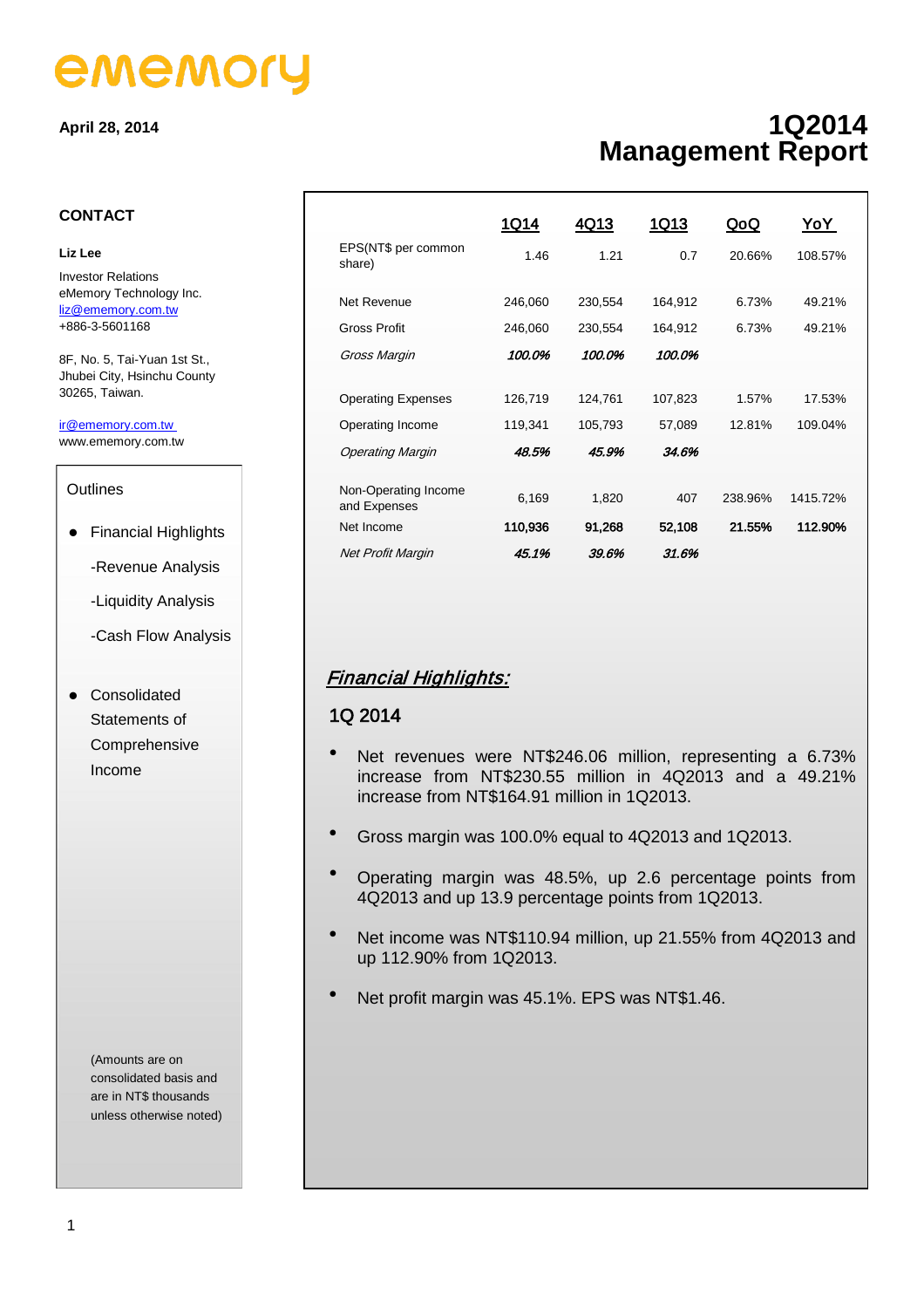ememory

April 28, 2014

# 1Q2014 Management Report

**CONTACT**

**Liz Lee**

Investor Relations
eMemory Technology Inc.
liz@ememory.com.tw
+886-3-5601168

8F, No. 5, Tai-Yuan 1st St.,
Jhubei City, Hsinchu County
30265, Taiwan.

ir@ememory.com.tw
www.ememory.com.tw

Outlines

- Financial Highlights
  - -Revenue Analysis
  - -Liquidity Analysis
  - -Cash Flow Analysis
- Consolidated Statements of Comprehensive Income

(Amounts are on consolidated basis and are in NT$ thousands unless otherwise noted)

| | 1Q14 | 4Q13 | 1Q13 | QoQ | YoY |
|---|---|---|---|---|---|
| EPS(NT$ per common share) | 1.46 | 1.21 | 0.7 | 20.66% | 108.57% |
| Net Revenue | 246,060 | 230,554 | 164,912 | 6.73% | 49.21% |
| Gross Profit | 246,060 | 230,554 | 164,912 | 6.73% | 49.21% |
| *Gross Margin* | *100.0%* | *100.0%* | *100.0%* | | |
| Operating Expenses | 126,719 | 124,761 | 107,823 | 1.57% | 17.53% |
| Operating Income | 119,341 | 105,793 | 57,089 | 12.81% | 109.04% |
| *Operating Margin* | *48.5%* | *45.9%* | *34.6%* | | |
| Non-Operating Income and Expenses | 6,169 | 1,820 | 407 | 238.96% | 1415.72% |
| Net Income | **110,936** | **91,268** | **52,108** | **21.55%** | **112.90%** |
| *Net Profit Margin* | *45.1%* | *39.6%* | *31.6%* | | |

## *Financial Highlights:*

### 1Q 2014

- Net revenues were NT$246.06 million, representing a 6.73% increase from NT$230.55 million in 4Q2013 and a 49.21% increase from NT$164.91 million in 1Q2013.
- Gross margin was 100.0% equal to 4Q2013 and 1Q2013.
- Operating margin was 48.5%, up 2.6 percentage points from 4Q2013 and up 13.9 percentage points from 1Q2013.
- Net income was NT$110.94 million, up 21.55% from 4Q2013 and up 112.90% from 1Q2013.
- Net profit margin was 45.1%. EPS was NT$1.46.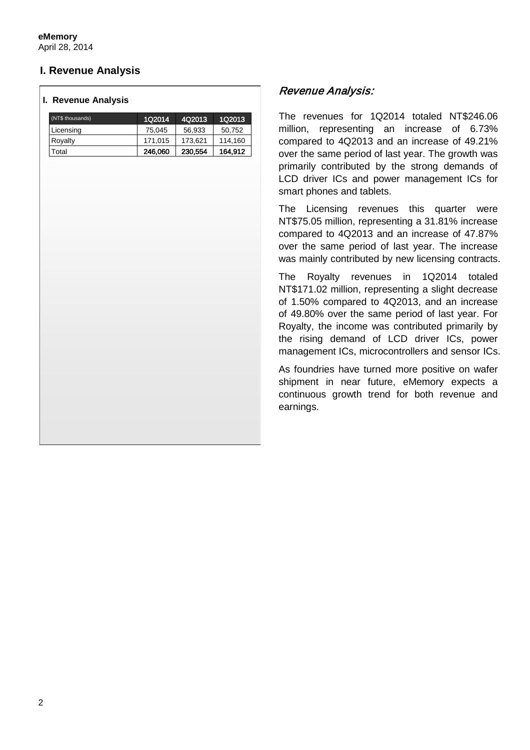**eMemory**
April 28, 2014

## I. Revenue Analysis

### I. Revenue Analysis

| (NT$ thousands) | 1Q2014 | 4Q2013 | 1Q2013 |
|---|---|---|---|
| Licensing | 75,045 | 56,933 | 50,752 |
| Royalty | 171,015 | 173,621 | 114,160 |
| Total | **246,060** | **230,554** | **164,912** |

### *Revenue Analysis:*

The revenues for 1Q2014 totaled NT$246.06 million, representing an increase of 6.73% compared to 4Q2013 and an increase of 49.21% over the same period of last year. The growth was primarily contributed by the strong demands of LCD driver ICs and power management ICs for smart phones and tablets.

The Licensing revenues this quarter were NT$75.05 million, representing a 31.81% increase compared to 4Q2013 and an increase of 47.87% over the same period of last year. The increase was mainly contributed by new licensing contracts.

The Royalty revenues in 1Q2014 totaled NT$171.02 million, representing a slight decrease of 1.50% compared to 4Q2013, and an increase of 49.80% over the same period of last year. For Royalty, the income was contributed primarily by the rising demand of LCD driver ICs, power management ICs, microcontrollers and sensor ICs.

As foundries have turned more positive on wafer shipment in near future, eMemory expects a continuous growth trend for both revenue and earnings.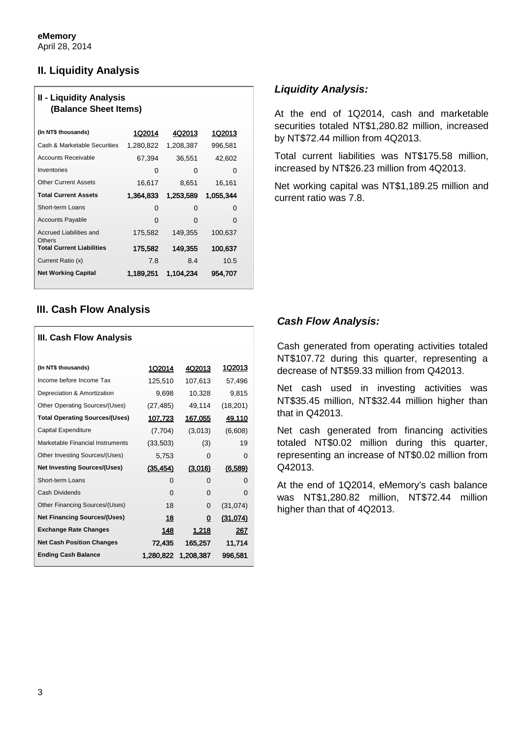eMemory
April 28, 2014

## II. Liquidity Analysis

**II - Liquidity Analysis (Balance Sheet Items)**

| (In NT$ thousands) | 1Q2014 | 4Q2013 | 1Q2013 |
|---|---|---|---|
| Cash & Marketable Securities | 1,280,822 | 1,208,387 | 996,581 |
| Accounts Receivable | 67,394 | 36,551 | 42,602 |
| Inventories | 0 | 0 | 0 |
| Other Current Assets | 16,617 | 8,651 | 16,161 |
| **Total Current Assets** | **1,364,833** | **1,253,589** | **1,055,344** |
| Short-term Loans | 0 | 0 | 0 |
| Accounts Payable | 0 | 0 | 0 |
| Accrued Liabilities and Others | 175,582 | 149,355 | 100,637 |
| **Total Current Liabilities** | **175,582** | **149,355** | **100,637** |
| Current Ratio (x) | 7.8 | 8.4 | 10.5 |
| **Net Working Capital** | **1,189,251** | **1,104,234** | **954,707** |

### *Liquidity Analysis:*

At the end of 1Q2014, cash and marketable securities totaled NT$1,280.82 million, increased by NT$72.44 million from 4Q2013.

Total current liabilities was NT$175.58 million, increased by NT$26.23 million from 4Q2013.

Net working capital was NT$1,189.25 million and current ratio was 7.8.

## III. Cash Flow Analysis

**III. Cash Flow Analysis**

| (In NT$ thousands) | 1Q2014 | 4Q2013 | 1Q2013 |
|---|---|---|---|
| Income before Income Tax | 125,510 | 107,613 | 57,496 |
| Depreciation & Amortization | 9,698 | 10,328 | 9,815 |
| Other Operating Sources/(Uses) | (27,485) | 49,114 | (18,201) |
| **Total Operating Sources/(Uses)** | **107,723** | **167,055** | **49,110** |
| Capital Expenditure | (7,704) | (3,013) | (6,608) |
| Marketable Financial Instruments | (33,503) | (3) | 19 |
| Other Investing Sources/(Uses) | 5,753 | 0 | 0 |
| **Net Investing Sources/(Uses)** | **(35,454)** | **(3,016)** | **(6,589)** |
| Short-term Loans | 0 | 0 | 0 |
| Cash Dividends | 0 | 0 | 0 |
| Other Financing Sources/(Uses) | 18 | 0 | (31,074) |
| **Net Financing Sources/(Uses)** | **18** | **0** | **(31,074)** |
| **Exchange Rate Changes** | **148** | **1,218** | **267** |
| **Net Cash Position Changes** | **72,435** | **165,257** | **11,714** |
| **Ending Cash Balance** | **1,280,822** | **1,208,387** | **996,581** |

### *Cash Flow Analysis:*

Cash generated from operating activities totaled NT$107.72 during this quarter, representing a decrease of NT$59.33 million from Q42013.

Net cash used in investing activities was NT$35.45 million, NT$32.44 million higher than that in Q42013.

Net cash generated from financing activities totaled NT$0.02 million during this quarter, representing an increase of NT$0.02 million from Q42013.

At the end of 1Q2014, eMemory's cash balance was NT$1,280.82 million, NT$72.44 million higher than that of 4Q2013.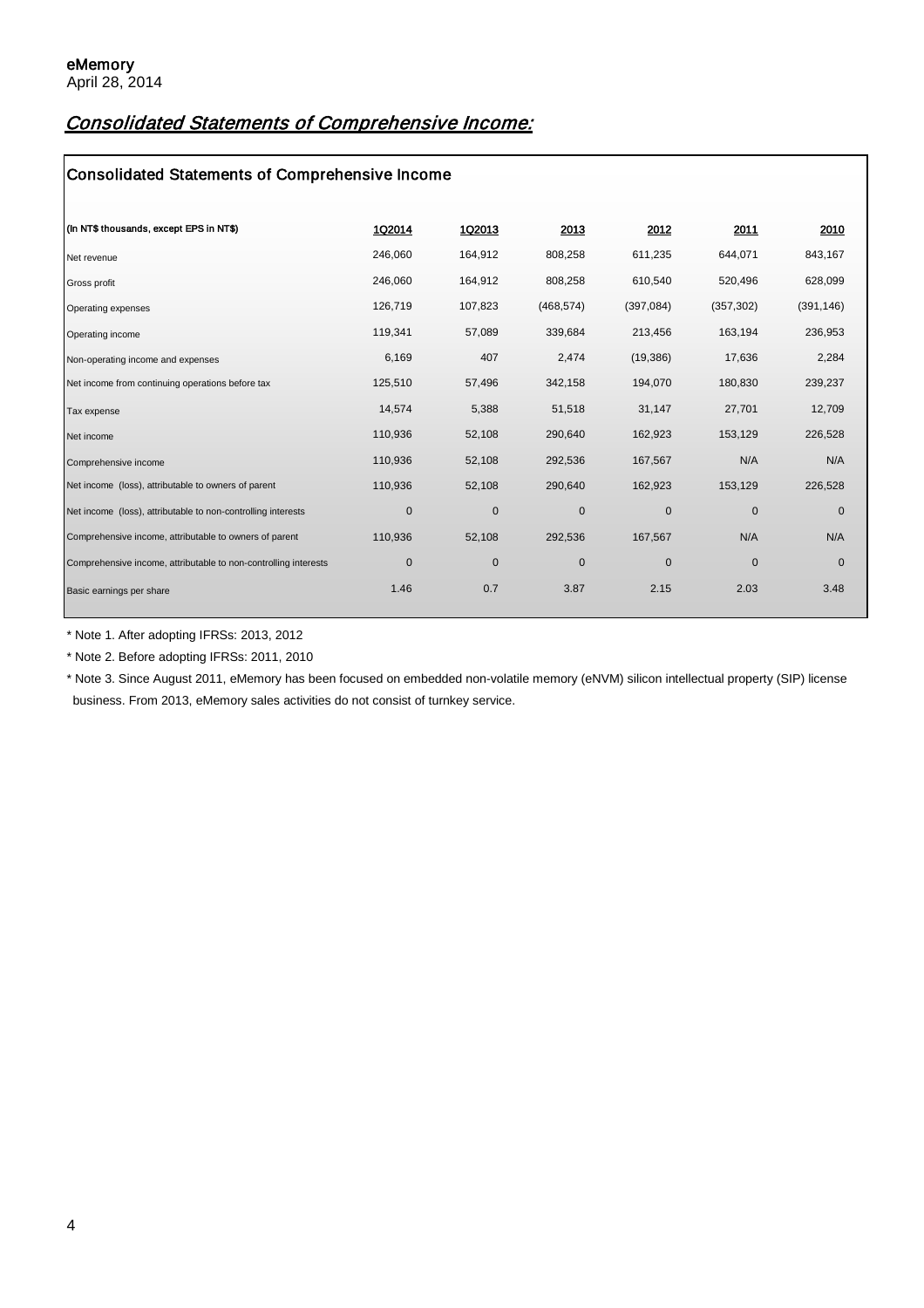eMemory
April 28, 2014

## *Consolidated Statements of Comprehensive Income:*

### Consolidated Statements of Comprehensive Income

| (In NT$ thousands, except EPS in NT$) | 1Q2014 | 1Q2013 | 2013 | 2012 | 2011 | 2010 |
|---|---|---|---|---|---|---|
| Net revenue | 246,060 | 164,912 | 808,258 | 611,235 | 644,071 | 843,167 |
| Gross profit | 246,060 | 164,912 | 808,258 | 610,540 | 520,496 | 628,099 |
| Operating expenses | 126,719 | 107,823 | (468,574) | (397,084) | (357,302) | (391,146) |
| Operating income | 119,341 | 57,089 | 339,684 | 213,456 | 163,194 | 236,953 |
| Non-operating income and expenses | 6,169 | 407 | 2,474 | (19,386) | 17,636 | 2,284 |
| Net income from continuing operations before tax | 125,510 | 57,496 | 342,158 | 194,070 | 180,830 | 239,237 |
| Tax expense | 14,574 | 5,388 | 51,518 | 31,147 | 27,701 | 12,709 |
| Net income | 110,936 | 52,108 | 290,640 | 162,923 | 153,129 | 226,528 |
| Comprehensive income | 110,936 | 52,108 | 292,536 | 167,567 | N/A | N/A |
| Net income (loss), attributable to owners of parent | 110,936 | 52,108 | 290,640 | 162,923 | 153,129 | 226,528 |
| Net income (loss), attributable to non-controlling interests | 0 | 0 | 0 | 0 | 0 | 0 |
| Comprehensive income, attributable to owners of parent | 110,936 | 52,108 | 292,536 | 167,567 | N/A | N/A |
| Comprehensive income, attributable to non-controlling interests | 0 | 0 | 0 | 0 | 0 | 0 |
| Basic earnings per share | 1.46 | 0.7 | 3.87 | 2.15 | 2.03 | 3.48 |

* Note 1. After adopting IFRSs: 2013, 2012

* Note 2. Before adopting IFRSs: 2011, 2010

* Note 3. Since August 2011, eMemory has been focused on embedded non-volatile memory (eNVM) silicon intellectual property (SIP) license business. From 2013, eMemory sales activities do not consist of turnkey service.